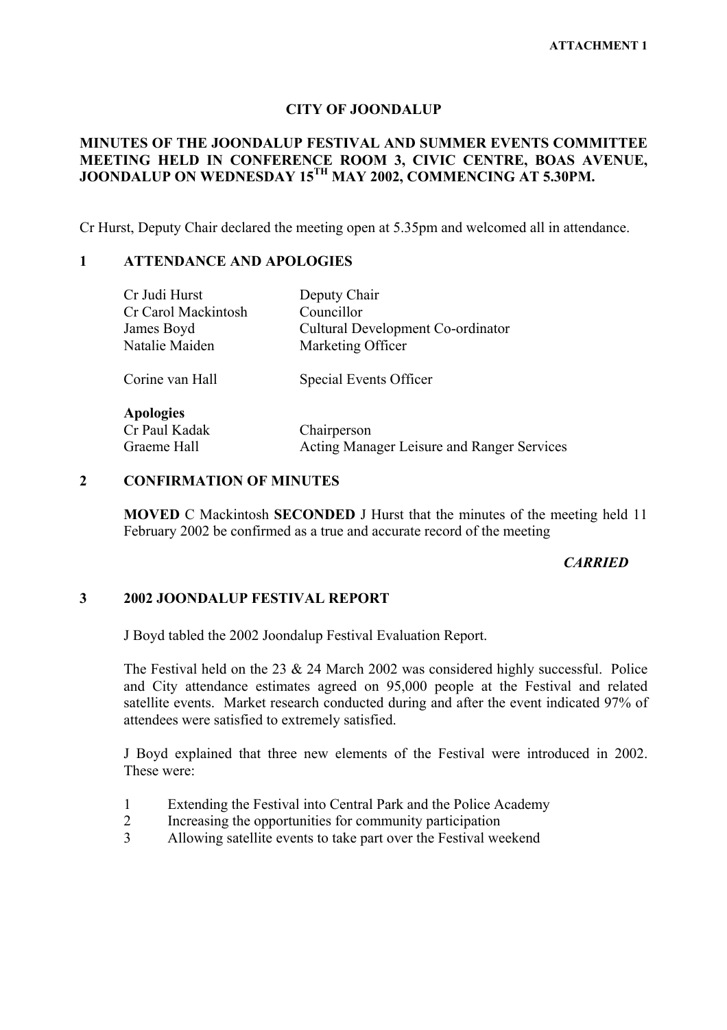**ATTACHMENT 1**

# CITY OF JOONDALUP

## MINUTES OF THE JOONDALUP FESTIVAL AND SUMMER EVENTS COMMITTEE MEETING HELD IN CONFERENCE ROOM 3, CIVIC CENTRE, BOAS AVENUE, JOONDALUP ON WEDNESDAY 15TH MAY 2002, COMMENCING AT 5.30PM.

Cr Hurst, Deputy Chair declared the meeting open at 5.35pm and welcomed all in attendance.

## 1 ATTENDANCE AND APOLOGIES

| | |
|---|---|
| Cr Judi Hurst | Deputy Chair |
| Cr Carol Mackintosh | Councillor |
| James Boyd | Cultural Development Co-ordinator |
| Natalie Maiden | Marketing Officer |
| Corine van Hall | Special Events Officer |

**Apologies**

| | |
|---|---|
| Cr Paul Kadak | Chairperson |
| Graeme Hall | Acting Manager Leisure and Ranger Services |

## 2 CONFIRMATION OF MINUTES

**MOVED** C Mackintosh **SECONDED** J Hurst that the minutes of the meeting held 11 February 2002 be confirmed as a true and accurate record of the meeting

***CARRIED***

## 3 2002 JOONDALUP FESTIVAL REPORT

J Boyd tabled the 2002 Joondalup Festival Evaluation Report.

The Festival held on the 23 & 24 March 2002 was considered highly successful. Police and City attendance estimates agreed on 95,000 people at the Festival and related satellite events. Market research conducted during and after the event indicated 97% of attendees were satisfied to extremely satisfied.

J Boyd explained that three new elements of the Festival were introduced in 2002. These were:

1. Extending the Festival into Central Park and the Police Academy
2. Increasing the opportunities for community participation
3. Allowing satellite events to take part over the Festival weekend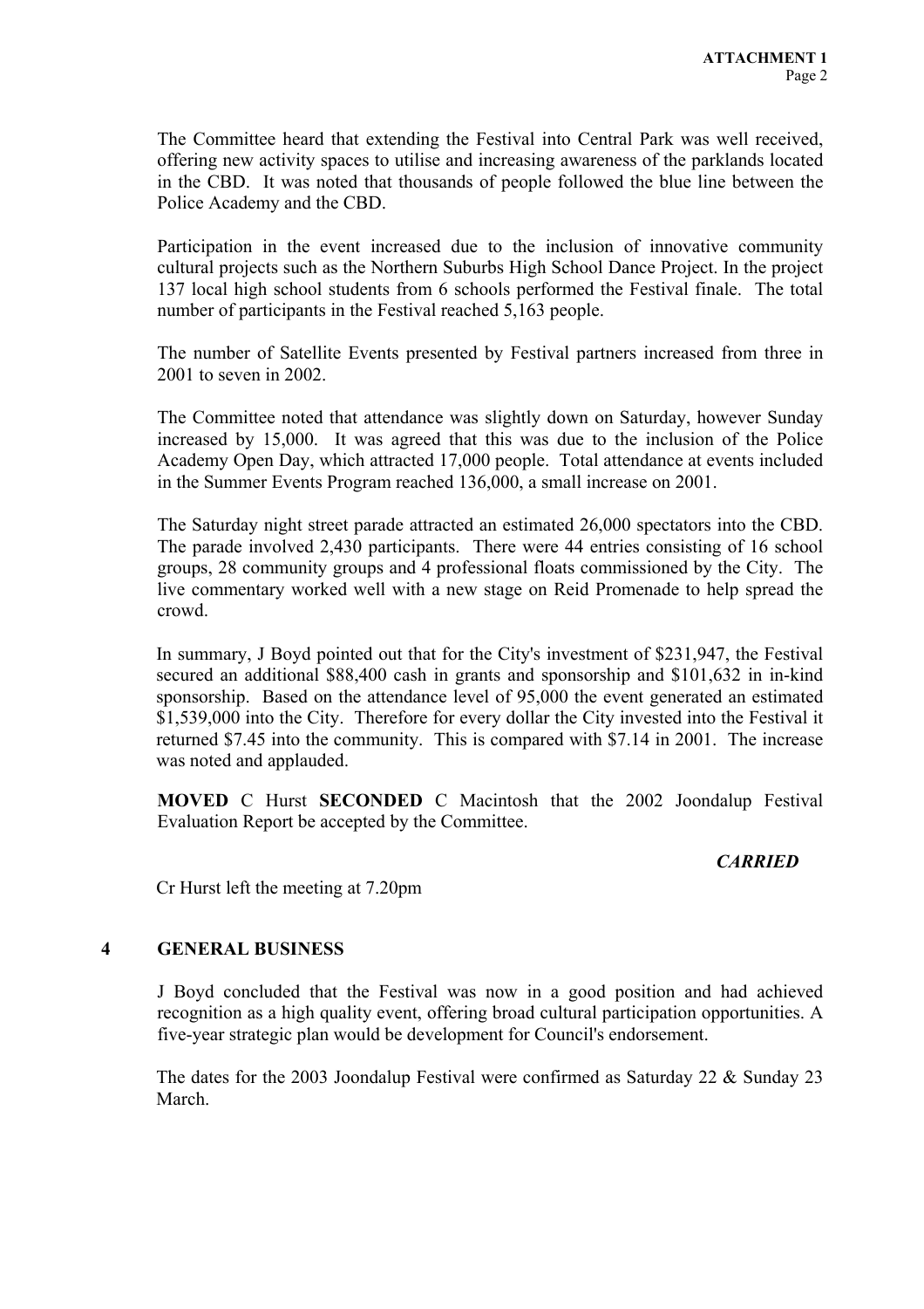The Committee heard that extending the Festival into Central Park was well received, offering new activity spaces to utilise and increasing awareness of the parklands located in the CBD. It was noted that thousands of people followed the blue line between the Police Academy and the CBD.

Participation in the event increased due to the inclusion of innovative community cultural projects such as the Northern Suburbs High School Dance Project. In the project 137 local high school students from 6 schools performed the Festival finale. The total number of participants in the Festival reached 5,163 people.

The number of Satellite Events presented by Festival partners increased from three in 2001 to seven in 2002.

The Committee noted that attendance was slightly down on Saturday, however Sunday increased by 15,000. It was agreed that this was due to the inclusion of the Police Academy Open Day, which attracted 17,000 people. Total attendance at events included in the Summer Events Program reached 136,000, a small increase on 2001.

The Saturday night street parade attracted an estimated 26,000 spectators into the CBD. The parade involved 2,430 participants. There were 44 entries consisting of 16 school groups, 28 community groups and 4 professional floats commissioned by the City. The live commentary worked well with a new stage on Reid Promenade to help spread the crowd.

In summary, J Boyd pointed out that for the City's investment of $231,947, the Festival secured an additional $88,400 cash in grants and sponsorship and $101,632 in in-kind sponsorship. Based on the attendance level of 95,000 the event generated an estimated $1,539,000 into the City. Therefore for every dollar the City invested into the Festival it returned $7.45 into the community. This is compared with $7.14 in 2001. The increase was noted and applauded.

**MOVED** C Hurst **SECONDED** C Macintosh that the 2002 Joondalup Festival Evaluation Report be accepted by the Committee.

***CARRIED***

Cr Hurst left the meeting at 7.20pm

## 4 GENERAL BUSINESS

J Boyd concluded that the Festival was now in a good position and had achieved recognition as a high quality event, offering broad cultural participation opportunities. A five-year strategic plan would be development for Council's endorsement.

The dates for the 2003 Joondalup Festival were confirmed as Saturday 22 & Sunday 23 March.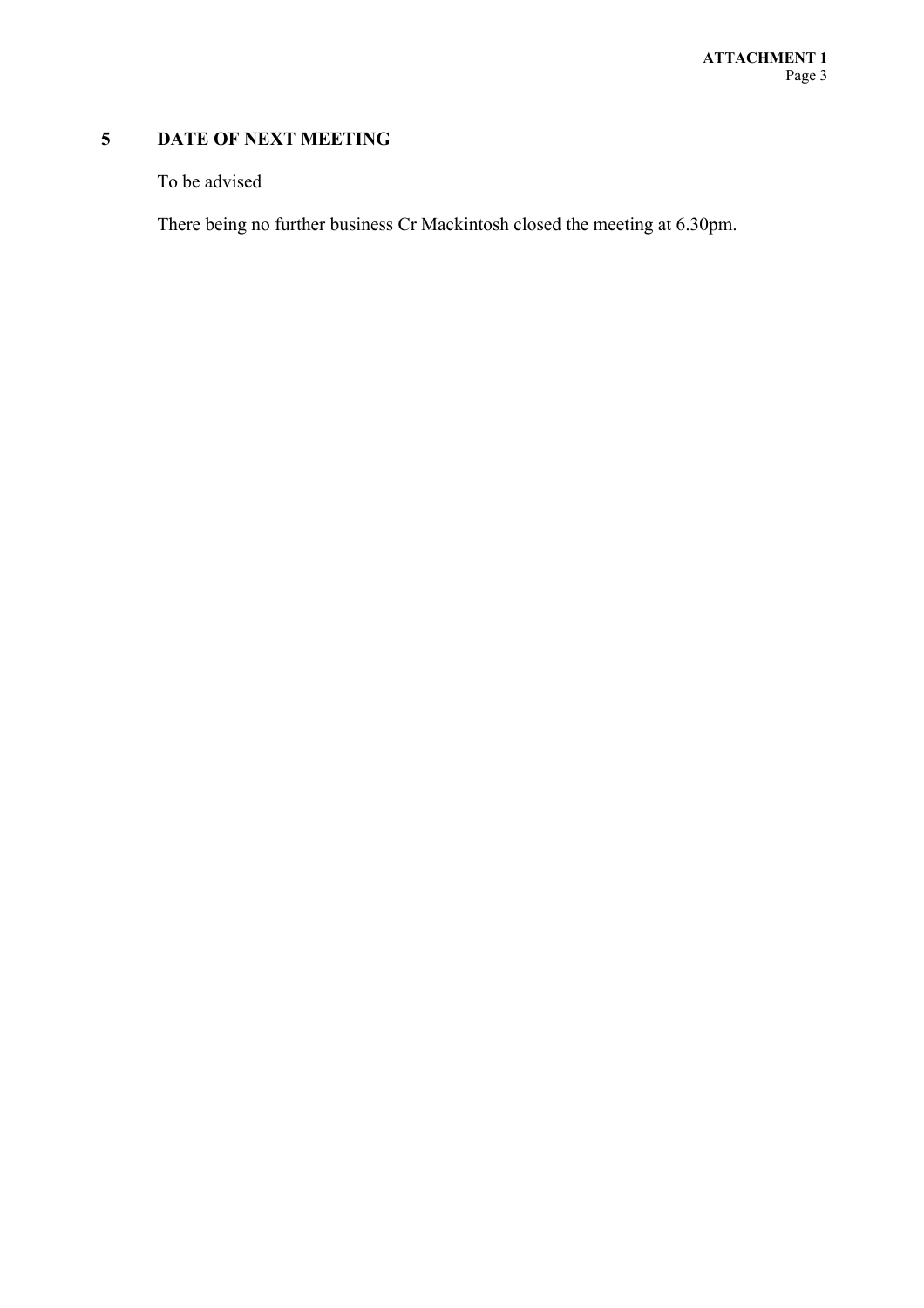## 5 DATE OF NEXT MEETING

To be advised

There being no further business Cr Mackintosh closed the meeting at 6.30pm.